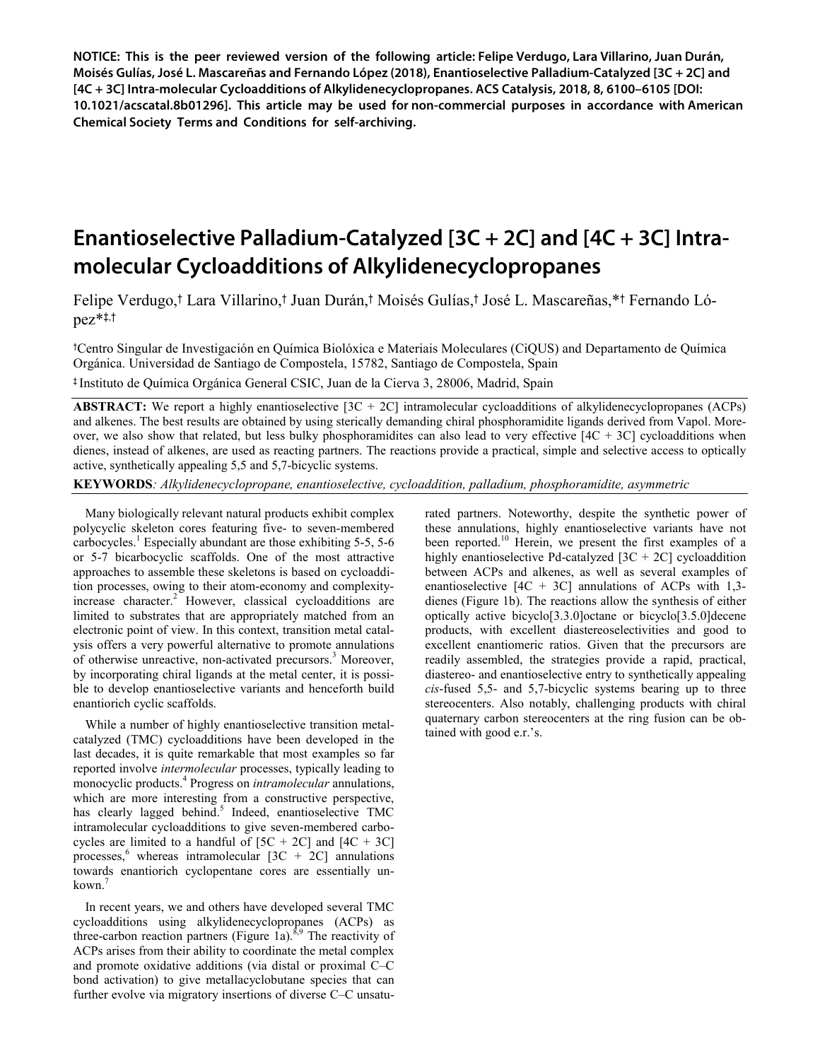**NOTICE: This is the peer reviewed version of the following article: Felipe Verdugo, Lara Villarino, Juan Durán, Moisés Gulías, José L. Mascareñas and Fernando López (2018), Enantioselective Palladium-Catalyzed [3C + 2C] and [4C + 3C] Intra-molecular Cycloadditions of Alkylidenecyclopropanes. ACS Catalysis, 2018, 8, 6100–6105 [DOI: 10.1021/acscatal.8b01296]. This article may be used for non-commercial purposes in accordance with American Chemical Society Terms and Conditions for self-archiving.**

# Enantioselective Palladium-Catalyzed [3C + 2C] and [4C + 3C] Intra-molecular Cycloadditions of Alkylidenecyclopropanes

Felipe Verdugo,† Lara Villarino,† Juan Durán,† Moisés Gulías,† José L. Mascareñas,*† Fernando López*‡,†

†Centro Singular de Investigación en Química Biolóxica e Materiais Moleculares (CiQUS) and Departamento de Química Orgánica. Universidad de Santiago de Compostela, 15782, Santiago de Compostela, Spain

‡ Instituto de Química Orgánica General CSIC, Juan de la Cierva 3, 28006, Madrid, Spain

**ABSTRACT:** We report a highly enantioselective [3C + 2C] intramolecular cycloadditions of alkylidenecyclopropanes (ACPs) and alkenes. The best results are obtained by using sterically demanding chiral phosphoramidite ligands derived from Vapol. Moreover, we also show that related, but less bulky phosphoramidites can also lead to very effective [4C + 3C] cycloadditions when dienes, instead of alkenes, are used as reacting partners. The reactions provide a practical, simple and selective access to optically active, synthetically appealing 5,5 and 5,7-bicyclic systems.

**KEYWORDS**: *Alkylidenecyclopropane, enantioselective, cycloaddition, palladium, phosphoramidite, asymmetric*

Many biologically relevant natural products exhibit complex polycyclic skeleton cores featuring five- to seven-membered carbocycles.[1] Especially abundant are those exhibiting 5-5, 5-6 or 5-7 bicarbocyclic scaffolds. One of the most attractive approaches to assemble these skeletons is based on cycloaddition processes, owing to their atom-economy and complexity-increase character.[2] However, classical cycloadditions are limited to substrates that are appropriately matched from an electronic point of view. In this context, transition metal catalysis offers a very powerful alternative to promote annulations of otherwise unreactive, non-activated precursors.[3] Moreover, by incorporating chiral ligands at the metal center, it is possible to develop enantioselective variants and henceforth build enantiorich cyclic scaffolds.

While a number of highly enantioselective transition metal-catalyzed (TMC) cycloadditions have been developed in the last decades, it is quite remarkable that most examples so far reported involve *intermolecular* processes, typically leading to monocyclic products.[4] Progress on *intramolecular* annulations, which are more interesting from a constructive perspective, has clearly lagged behind.[5] Indeed, enantioselective TMC intramolecular cycloadditions to give seven-membered carbocycles are limited to a handful of [5C + 2C] and [4C + 3C] processes,[6] whereas intramolecular [3C + 2C] annulations towards enantiorich cyclopentane cores are essentially unkown.[7]

In recent years, we and others have developed several TMC cycloadditions using alkylidenecyclopropanes (ACPs) as three-carbon reaction partners (Figure 1a).[8,9] The reactivity of ACPs arises from their ability to coordinate the metal complex and promote oxidative additions (via distal or proximal C–C bond activation) to give metallacyclobutane species that can further evolve via migratory insertions of diverse C–C unsaturated partners. Noteworthy, despite the synthetic power of these annulations, highly enantioselective variants have not been reported.[10] Herein, we present the first examples of a highly enantioselective Pd-catalyzed [3C + 2C] cycloaddition between ACPs and alkenes, as well as several examples of enantioselective [4C + 3C] annulations of ACPs with 1,3-dienes (Figure 1b). The reactions allow the synthesis of either optically active bicyclo[3.3.0]octane or bicyclo[3.5.0]decene products, with excellent diastereoselectivities and good to excellent enantiomeric ratios. Given that the precursors are readily assembled, the strategies provide a rapid, practical, diastereo- and enantioselective entry to synthetically appealing *cis*-fused 5,5- and 5,7-bicyclic systems bearing up to three stereocenters. Also notably, challenging products with chiral quaternary carbon stereocenters at the ring fusion can be obtained with good e.r.'s.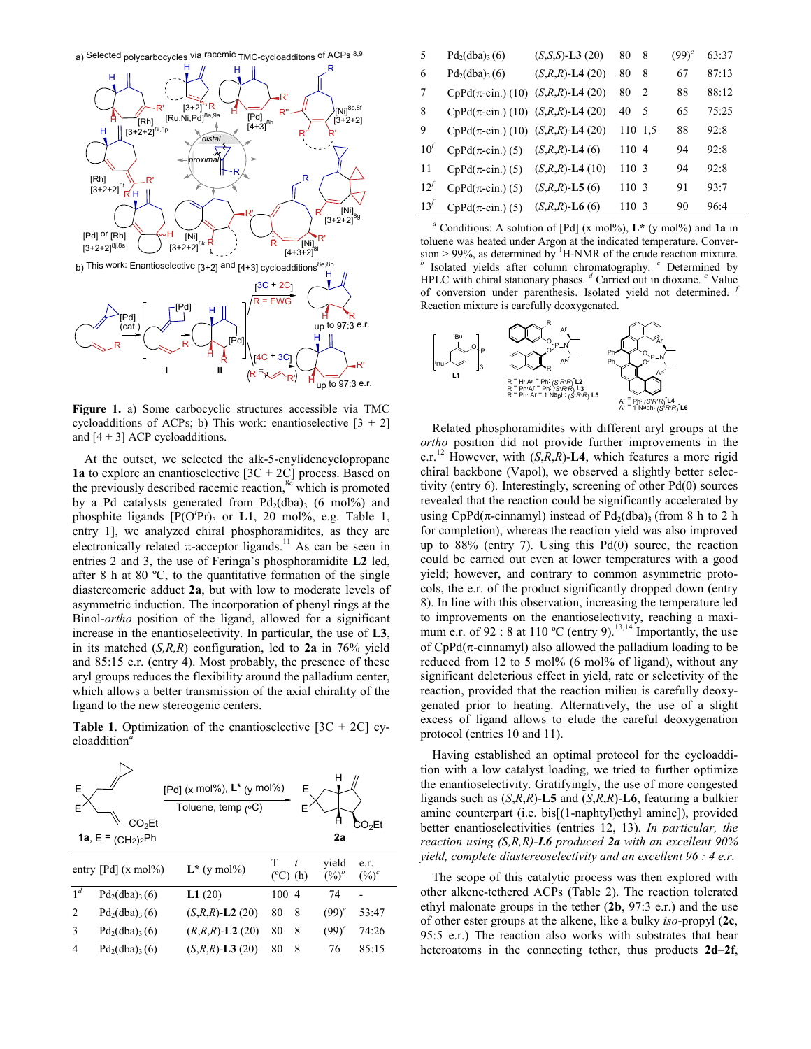**Figure 1.** a) Some carbocyclic structures accessible via TMC cycloadditions of ACPs; b) This work: enantioselective [3 + 2] and [4 + 3] ACP cycloadditions.

At the outset, we selected the alk-5-enylidencyclopropane **1a** to explore an enantioselective [3C + 2C] process. Based on the previously described racemic reaction,[8c] which is promoted by a Pd catalysts generated from $Pd_2(dba)_3$ (6 mol%) and phosphite ligands [$P(O^iPr)_3$ or **L1**, 20 mol%, e.g. Table 1, entry 1], we analyzed chiral phosphoramidites, as they are electronically related π-acceptor ligands.[11] As can be seen in entries 2 and 3, the use of Feringa's phosphoramidite **L2** led, after 8 h at 80 ºC, to the quantitative formation of the single diastereomeric adduct **2a**, but with low to moderate levels of asymmetric induction. The incorporation of phenyl rings at the Binol-*ortho* position of the ligand, allowed for a significant increase in the enantioselectivity. In particular, the use of **L3**, in its matched (*S,R,R*) configuration, led to **2a** in 76% yield and 85:15 e.r. (entry 4). Most probably, the presence of these aryl groups reduces the flexibility around the palladium center, which allows a better transmission of the axial chirality of the ligand to the new stereogenic centers.

**Table 1**. Optimization of the enantioselective [3C + 2C] cycloaddition[a]

| entry | [Pd] (x mol%) | L* (y mol%) | T (ºC) | t (h) | yield (%)[b] | e.r. (%)[c] |
|---|---|---|---|---|---|---|
| 1[d] | $Pd_2(dba)_3$ (6) | **L1** (20) | 100 | 4 | 74 | - |
| 2 | $Pd_2(dba)_3$ (6) | (*S,R,R*)-**L2** (20) | 80 | 8 | (99)[e] | 53:47 |
| 3 | $Pd_2(dba)_3$ (6) | (*R,R,R*)-**L2** (20) | 80 | 8 | (99)[e] | 74:26 |
| 4 | $Pd_2(dba)_3$ (6) | (*S,R,R*)-**L3** (20) | 80 | 8 | 76 | 85:15 |
| 5 | $Pd_2(dba)_3$ (6) | (*S,S,S*)-**L3** (20) | 80 | 8 | (99)[e] | 63:37 |
| 6 | $Pd_2(dba)_3$ (6) | (*S,R,R*)-**L4** (20) | 80 | 8 | 67 | 87:13 |
| 7 | CpPd(π-cin.) (10) | (*S,R,R*)-**L4** (20) | 80 | 2 | 88 | 88:12 |
| 8 | CpPd(π-cin.) (10) | (*S,R,R*)-**L4** (20) | 40 | 5 | 65 | 75:25 |
| 9 | CpPd(π-cin.) (10) | (*S,R,R*)-**L4** (20) | 110 | 1,5 | 88 | 92:8 |
| 10[f] | CpPd(π-cin.) (5) | (*S,R,R*)-**L4** (6) | 110 | 4 | 94 | 92:8 |
| 11 | CpPd(π-cin.) (5) | (*S,R,R*)-**L4** (10) | 110 | 3 | 94 | 92:8 |
| 12[f] | CpPd(π-cin.) (5) | (*S,R,R*)-**L5** (6) | 110 | 3 | 91 | 93:7 |
| 13[f] | CpPd(π-cin.) (5) | (*S,R,R*)-**L6** (6) | 110 | 3 | 90 | 96:4 |

[a] Conditions: A solution of [Pd] (x mol%), **L*** (y mol%) and **1a** in toluene was heated under Argon at the indicated temperature. Conversion > 99%, as determined by $^1$H-NMR of the crude reaction mixture. [b] Isolated yields after column chromatography. [c] Determined by HPLC with chiral stationary phases. [d] Carried out in dioxane. [e] Value of conversion under parenthesis. Isolated yield not determined. [f] Reaction mixture is carefully deoxygenated.

Related phosphoramidites with different aryl groups at the *ortho* position did not provide further improvements in the e.r.[12] However, with (*S,R,R*)-**L4**, which features a more rigid chiral backbone (Vapol), we observed a slightly better selectivity (entry 6). Interestingly, screening of other Pd(0) sources revealed that the reaction could be significantly accelerated by using CpPd(π-cinnamyl) instead of $Pd_2(dba)_3$ (from 8 h to 2 h for completion), whereas the reaction yield was also improved up to 88% (entry 7). Using this Pd(0) source, the reaction could be carried out even at lower temperatures with a good yield; however, and contrary to common asymmetric protocols, the e.r. of the product significantly dropped down (entry 8). In line with this observation, increasing the temperature led to improvements on the enantioselectivity, reaching a maximum e.r. of 92 : 8 at 110 ºC (entry 9).[13,14] Importantly, the use of CpPd(π-cinnamyl) also allowed the palladium loading to be reduced from 12 to 5 mol% (6 mol% of ligand), without any significant deleterious effect in yield, rate or selectivity of the reaction, provided that the reaction milieu is carefully deoxygenated prior to heating. Alternatively, the use of a slight excess of ligand allows to elude the careful deoxygenation protocol (entries 10 and 11).

Having established an optimal protocol for the cycloaddition with a low catalyst loading, we tried to further optimize the enantioselectivity. Gratifyingly, the use of more congested ligands such as (*S,R,R*)-**L5** and (*S,R,R*)-**L6**, featuring a bulkier amine counterpart (i.e. bis[(1-naphtyl)ethyl amine]), provided better enantioselectivities (entries 12, 13). *In particular, the reaction using (S,R,R)-**L6** produced **2a** with an excellent 90% yield, complete diastereoselectivity and an excellent 96 : 4 e.r.*

The scope of this catalytic process was then explored with other alkene-tethered ACPs (Table 2). The reaction tolerated ethyl malonate groups in the tether (**2b**, 97:3 e.r.) and the use of other ester groups at the alkene, like a bulky *iso*-propyl (**2c**, 95:5 e.r.) The reaction also works with substrates that bear heteroatoms in the connecting tether, thus products **2d**–**2f**,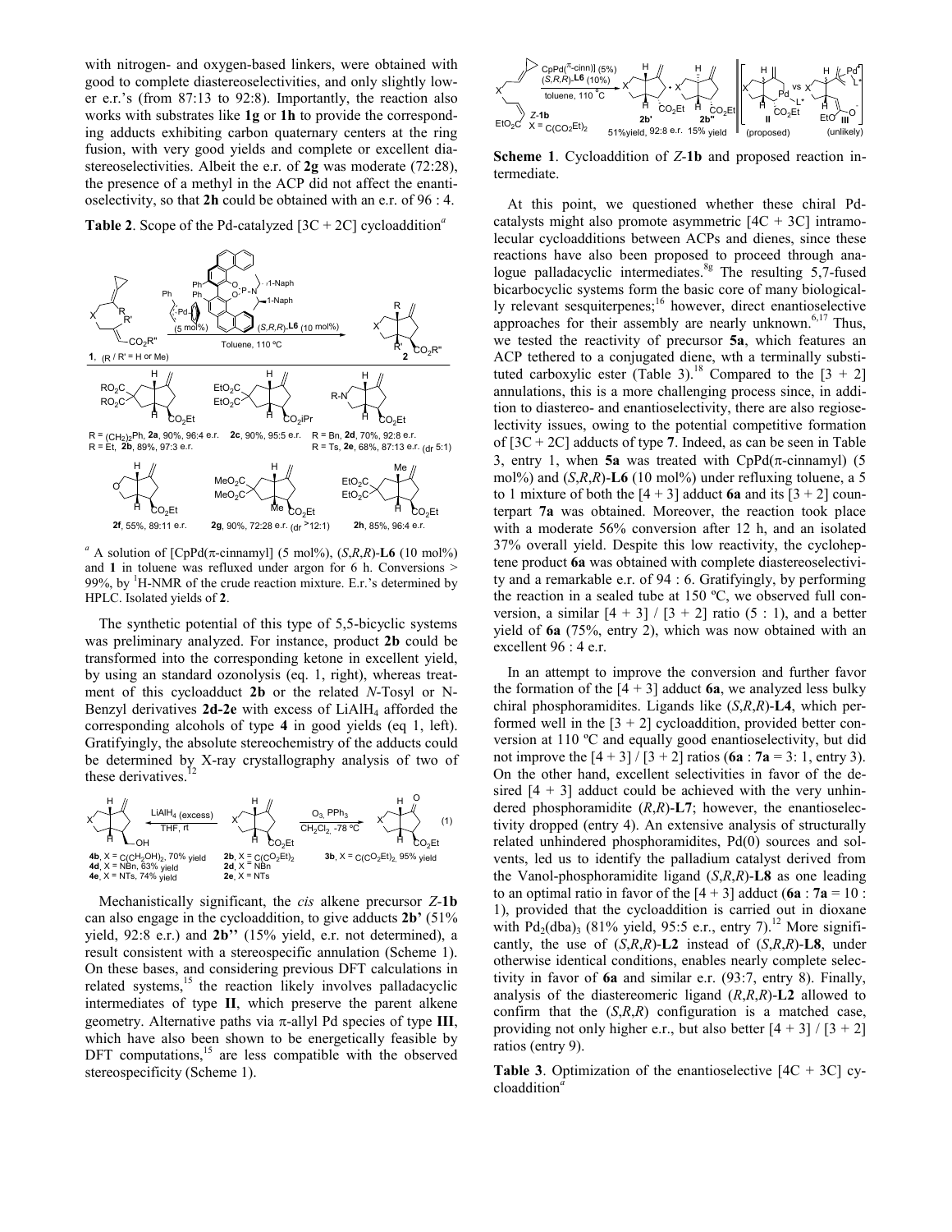with nitrogen- and oxygen-based linkers, were obtained with good to complete diastereoselectivities, and only slightly lower e.r.'s (from 87:13 to 92:8). Importantly, the reaction also works with substrates like **1g** or **1h** to provide the corresponding adducts exhibiting carbon quaternary centers at the ring fusion, with very good yields and complete or excellent diastereoselectivities. Albeit the e.r. of **2g** was moderate (72:28), the presence of a methyl in the ACP did not affect the enantioselectivity, so that **2h** could be obtained with an e.r. of 96 : 4.

**Table 2**. Scope of the Pd-catalyzed [3C + 2C] cycloaddition[a]

1, (R / R' = H or Me) → 2; (5 mol%) Pd catalyst, (*S*,*R*,*R*)-**L6** (10 mol%), Toluene, 110 ºC

R = $(CH_2)_2$Ph, **2a**, 90%, 96:4 e.r. **2c**, 90%, 95:5 e.r. R = Bn, **2d**, 70%, 92:8 e.r.
R = Et, **2b**, 89%, 97:3 e.r. R = Ts, **2e**, 68%, 87:13 e.r. (dr 5:1)

**2f**, 55%, 89:11 e.r. **2g**, 90%, 72:28 e.r. (dr >12:1) **2h**, 85%, 96:4 e.r.

[a] A solution of [CpPd(π-cinnamyl] (5 mol%), (*S*,*R*,*R*)-**L6** (10 mol%) and **1** in toluene was refluxed under argon for 6 h. Conversions > 99%, by $^1$H-NMR of the crude reaction mixture. E.r.'s determined by HPLC. Isolated yields of **2**.

The synthetic potential of this type of 5,5-bicyclic systems was preliminary analyzed. For instance, product **2b** could be transformed into the corresponding ketone in excellent yield, by using an standard ozonolysis (eq. 1, right), whereas treatment of this cycloadduct **2b** or the related *N*-Tosyl or N-Benzyl derivatives **2d-2e** with excess of $LiAlH_4$ afforded the corresponding alcohols of type **4** in good yields (eq 1, left). Gratifyingly, the absolute stereochemistry of the adducts could be determined by X-ray crystallography analysis of two of these derivatives.[12]

**4b**, X = $C(CH_2OH)_2$, 70% yield; **4d**, X = NBn, 63% yield; **4e**, X = NTs, 74% yield ← $LiAlH_4$ (excess), THF, rt — **2b**, X = $C(CO_2Et)_2$; **2d**, X = NBn; **2e**, X = NTs — $O_3$, $PPh_3$, $CH_2Cl_2$, -78 ºC → **3b**, X = $C(CO_2Et)_2$, 95% yield (1)

Mechanistically significant, the *cis* alkene precursor *Z*-**1b** can also engage in the cycloaddition, to give adducts **2b'** (51% yield, 92:8 e.r.) and **2b''** (15% yield, e.r. not determined), a result consistent with a stereospecific annulation (Scheme 1). On these bases, and considering previous DFT calculations in related systems,[15] the reaction likely involves palladacyclic intermediates of type **II**, which preserve the parent alkene geometry. Alternative paths via π-allyl Pd species of type **III**, which have also been shown to be energetically feasible by DFT computations,[15] are less compatible with the observed stereospecificity (Scheme 1).

*Z*-**1b**, X = $C(CO_2Et)_2$ → CpPd(π-cinn)] (5%), (*S*,*R*,*R*)-**L6** (10%), toluene, 110 ºC → **2b'** 51%yield, 92:8 e.r. + **2b''** 15% yield; **II** (proposed) vs **III** (unlikely)

**Scheme 1**. Cycloaddition of *Z*-**1b** and proposed reaction intermediate.

At this point, we questioned whether these chiral Pd-catalysts might also promote asymmetric [4C + 3C] intramolecular cycloadditions between ACPs and dienes, since these reactions have also been proposed to proceed through analogue palladacyclic intermediates.[8g] The resulting 5,7-fused bicarbocyclic systems form the basic core of many biologically relevant sesquiterpenes;[16] however, direct enantioselective approaches for their assembly are nearly unknown.[6,17] Thus, we tested the reactivity of precursor **5a**, which features an ACP tethered to a conjugated diene, wth a terminally substituted carboxylic ester (Table 3).[18] Compared to the [3 + 2] annulations, this is a more challenging process since, in addition to diastereo- and enantioselectivity, there are also regioselectivity issues, owing to the potential competitive formation of [3C + 2C] adducts of type **7**. Indeed, as can be seen in Table 3, entry 1, when **5a** was treated with CpPd(π-cinnamyl) (5 mol%) and (*S*,*R*,*R*)-**L6** (10 mol%) under refluxing toluene, a 5 to 1 mixture of both the [4 + 3] adduct **6a** and its [3 + 2] counterpart **7a** was obtained. Moreover, the reaction took place with a moderate 56% conversion after 12 h, and an isolated 37% overall yield. Despite this low reactivity, the cycloheptene product **6a** was obtained with complete diastereoselectivity and a remarkable e.r. of 94 : 6. Gratifyingly, by performing the reaction in a sealed tube at 150 ºC, we observed full conversion, a similar [4 + 3] / [3 + 2] ratio (5 : 1), and a better yield of **6a** (75%, entry 2), which was now obtained with an excellent 96 : 4 e.r.

In an attempt to improve the conversion and further favor the formation of the [4 + 3] adduct **6a**, we analyzed less bulky chiral phosphoramidites. Ligands like (*S*,*R*,*R*)-**L4**, which performed well in the [3 + 2] cycloaddition, provided better conversion at 110 ºC and equally good enantioselectivity, but did not improve the [4 + 3] / [3 + 2] ratios (**6a** : **7a** = 3: 1, entry 3). On the other hand, excellent selectivities in favor of the desired [4 + 3] adduct could be achieved with the very unhindered phosphoramidite (*R*,*R*)-**L7**; however, the enantioselectivity dropped (entry 4). An extensive analysis of structurally related unhindered phosphoramidites, Pd(0) sources and solvents, led us to identify the palladium catalyst derived from the Vanol-phosphoramidite ligand (*S*,*R*,*R*)-**L8** as one leading to an optimal ratio in favor of the [4 + 3] adduct (**6a** : **7a** = 10 : 1), provided that the cycloaddition is carried out in dioxane with $Pd_2(dba)_3$ (81% yield, 95:5 e.r., entry 7).[12] More significantly, the use of (*S*,*R*,*R*)-**L2** instead of (*S*,*R*,*R*)-**L8**, under otherwise identical conditions, enables nearly complete selectivity in favor of **6a** and similar e.r. (93:7, entry 8). Finally, analysis of the diastereomeric ligand (*R*,*R*,*R*)-**L2** allowed to confirm that the (*S*,*R*,*R*) configuration is a matched case, providing not only higher e.r., but also better [4 + 3] / [3 + 2] ratios (entry 9).

**Table 3**. Optimization of the enantioselective [4C + 3C] cycloaddition[a]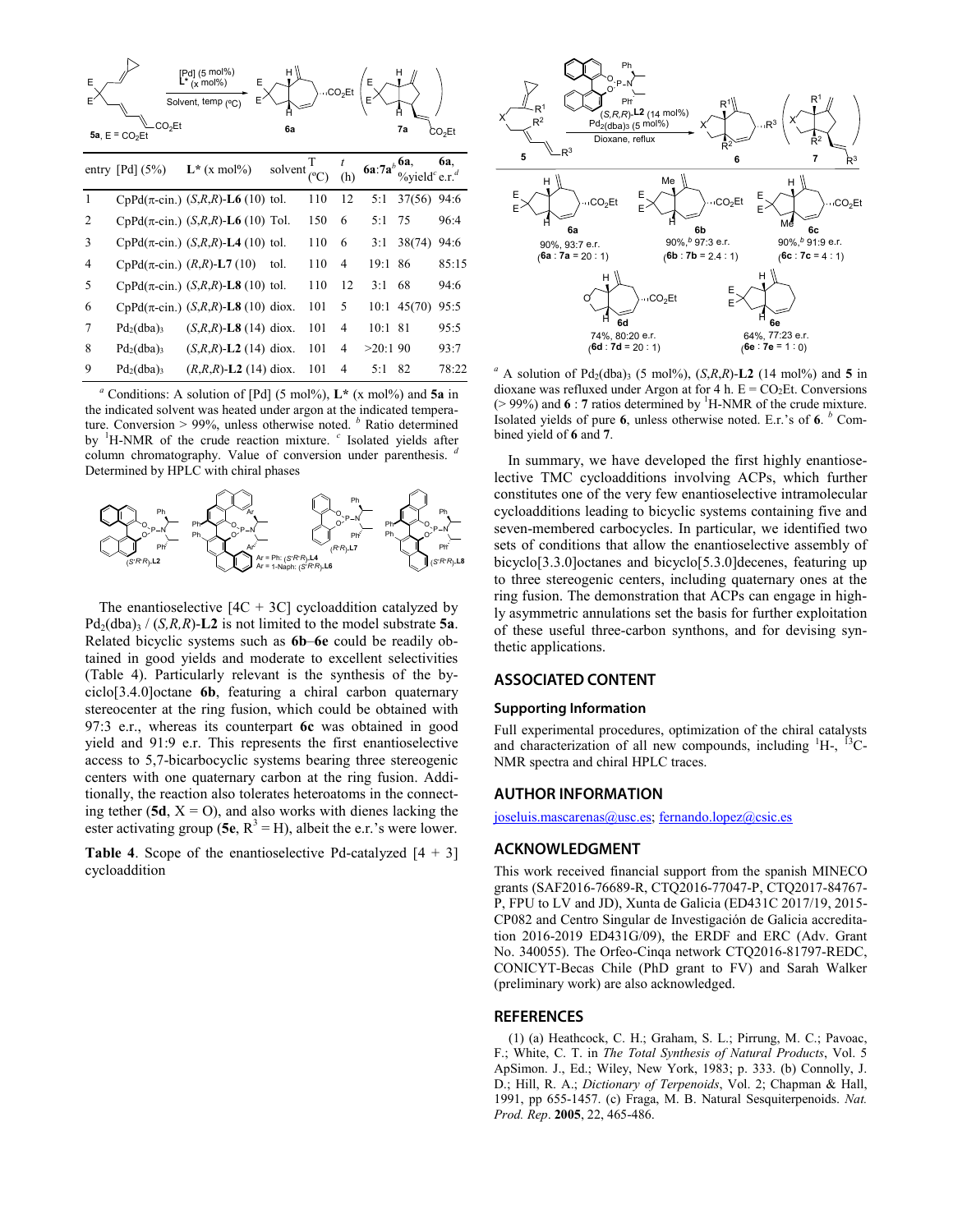| entry | [Pd] (5%) | L* (x mol%) | solvent | T (ºC) | t (h) | 6a:7a[b] | 6a, %yield[c] | 6a, e.r.[d] |
|---|---|---|---|---|---|---|---|---|
| 1 | CpPd(π-cin.) | (S,R,R)-**L6** (10) | tol. | 110 | 12 | 5:1 | 37(56) | 94:6 |
| 2 | CpPd(π-cin.) | (S,R,R)-**L6** (10) | Tol. | 150 | 6 | 5:1 | 75 | 96:4 |
| 3 | CpPd(π-cin.) | (S,R,R)-**L4** (10) | tol. | 110 | 6 | 3:1 | 38(74) | 94:6 |
| 4 | CpPd(π-cin.) | (R,R)-**L7** (10) | tol. | 110 | 4 | 19:1 | 86 | 85:15 |
| 5 | CpPd(π-cin.) | (S,R,R)-**L8** (10) | tol. | 110 | 12 | 3:1 | 68 | 94:6 |
| 6 | CpPd(π-cin.) | (S,R,R)-**L8** (10) | diox. | 101 | 5 | 10:1 | 45(70) | 95:5 |
| 7 | $Pd_2(dba)_3$ | (S,R,R)-**L8** (14) | diox. | 101 | 4 | 10:1 | 81 | 95:5 |
| 8 | $Pd_2(dba)_3$ | (S,R,R)-**L2** (14) | diox. | 101 | 4 | >20:1 | 90 | 93:7 |
| 9 | $Pd_2(dba)_3$ | (R,R,R)-**L2** (14) | diox. | 101 | 4 | 5:1 | 82 | 78:22 |

[a] Conditions: A solution of [Pd] (5 mol%), **L*** (x mol%) and **5a** in the indicated solvent was heated under argon at the indicated temperature. Conversion > 99%, unless otherwise noted. [b] Ratio determined by $^1$H-NMR of the crude reaction mixture. [c] Isolated yields after column chromatography. Value of conversion under parenthesis. [d] Determined by HPLC with chiral phases

The enantioselective [4C + 3C] cycloaddition catalyzed by $Pd_2(dba)_3$ / (*S,R,R*)-**L2** is not limited to the model substrate **5a**. Related bicyclic systems such as **6b**–**6e** could be readily obtained in good yields and moderate to excellent selectivities (Table 4). Particularly relevant is the synthesis of the bicyclo[3.4.0]octane **6b**, featuring a chiral carbon quaternary stereocenter at the ring fusion, which could be obtained with 97:3 e.r., whereas its counterpart **6c** was obtained in good yield and 91:9 e.r. This represents the first enantioselective access to 5,7-bicarbocyclic systems bearing three stereogenic centers with one quaternary carbon at the ring fusion. Additionally, the reaction also tolerates heteroatoms in the connecting tether (**5d**, X = O), and also works with dienes lacking the ester activating group (**5e**, $R^3$ = H), albeit the e.r.'s were lower.

**Table 4**. Scope of the enantioselective Pd-catalyzed [4 + 3] cycloaddition

**6a**: 90%, 93:7 e.r. (**6a** : **7a** = 20 : 1)
**6b**: 90%,[b] 97:3 e.r. (**6b** : **7b** = 2.4 : 1)
**6c**: 90%,[b] 91:9 e.r. (**6c** : **7c** = 4 : 1)
**6d**: 74%, 80:20 e.r. (**6d** : **7d** = 20 : 1)
**6e**: 64%, 77:23 e.r. (**6e** : **7e** = 1 : 0)

[a] A solution of $Pd_2(dba)_3$ (5 mol%), (*S,R,R*)-**L2** (14 mol%) and **5** in dioxane was refluxed under Argon at for 4 h. E = $CO_2Et$. Conversions (> 99%) and **6** : **7** ratios determined by $^1$H-NMR of the crude mixture. Isolated yields of pure **6**, unless otherwise noted. E.r.'s of **6**. [b] Combined yield of **6** and **7**.

In summary, we have developed the first highly enantioselective TMC cycloadditions involving ACPs, which further constitutes one of the very few enantioselective intramolecular cycloadditions leading to bicyclic systems containing five and seven-membered carbocycles. In particular, we identified two sets of conditions that allow the enantioselective assembly of bicyclo[3.3.0]octanes and bicyclo[5.3.0]decenes, featuring up to three stereogenic centers, including quaternary ones at the ring fusion. The demonstration that ACPs can engage in highly asymmetric annulations set the basis for further exploitation of these useful three-carbon synthons, and for devising synthetic applications.

## ASSOCIATED CONTENT

### Supporting Information

Full experimental procedures, optimization of the chiral catalysts and characterization of all new compounds, including $^1$H-, $^{13}$C-NMR spectra and chiral HPLC traces.

## AUTHOR INFORMATION

joseluis.mascarenas@usc.es; fernando.lopez@csic.es

## ACKNOWLEDGMENT

This work received financial support from the spanish MINECO grants (SAF2016-76689-R, CTQ2016-77047-P, CTQ2017-84767-P, FPU to LV and JD), Xunta de Galicia (ED431C 2017/19, 2015-CP082 and Centro Singular de Investigación de Galicia accreditation 2016-2019 ED431G/09), the ERDF and ERC (Adv. Grant No. 340055). The Orfeo-Cinqa network CTQ2016-81797-REDC, CONICYT-Becas Chile (PhD grant to FV) and Sarah Walker (preliminary work) are also acknowledged.

## REFERENCES

(1) (a) Heathcock, C. H.; Graham, S. L.; Pirrung, M. C.; Pavoac, F.; White, C. T. in *The Total Synthesis of Natural Products*, Vol. 5 ApSimon. J., Ed.; Wiley, New York, 1983; p. 333. (b) Connolly, J. D.; Hill, R. A.; *Dictionary of Terpenoids*, Vol. 2; Chapman & Hall, 1991, pp 655-1457. (c) Fraga, M. B. Natural Sesquiterpenoids. *Nat. Prod. Rep*. **2005**, 22, 465-486.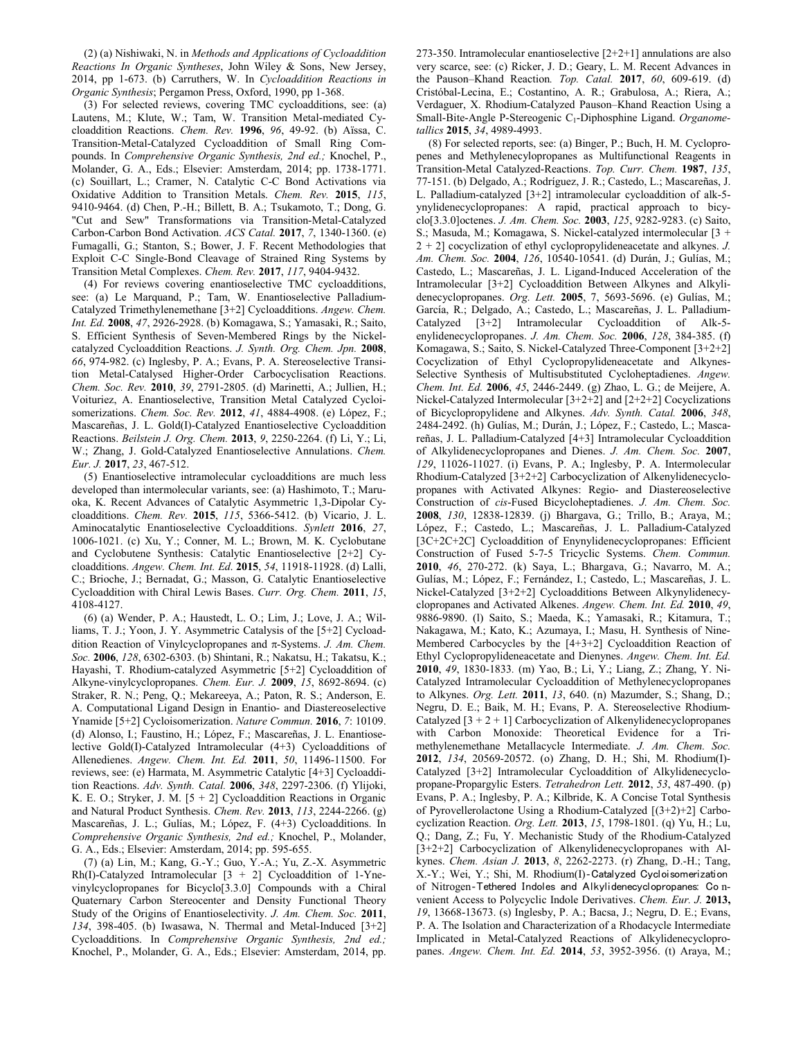(2) (a) Nishiwaki, N. in *Methods and Applications of Cycloaddition Reactions In Organic Syntheses*, John Wiley & Sons, New Jersey, 2014, pp 1-673. (b) Carruthers, W. In *Cycloaddition Reactions in Organic Synthesis*; Pergamon Press, Oxford, 1990, pp 1-368.

(3) For selected reviews, covering TMC cycloadditions, see: (a) Lautens, M.; Klute, W.; Tam, W. Transition Metal-mediated Cycloaddition Reactions. *Chem. Rev.* **1996**, *96*, 49-92. (b) Aïssa, C. Transition-Metal-Catalyzed Cycloaddition of Small Ring Compounds. In *Comprehensive Organic Synthesis, 2nd ed.;* Knochel, P., Molander, G. A., Eds.; Elsevier: Amsterdam, 2014; pp. 1738-1771. (c) Souillart, L.; Cramer, N. Catalytic C-C Bond Activations via Oxidative Addition to Transition Metals. *Chem. Rev.* **2015**, *115*, 9410-9464. (d) Chen, P.-H.; Billett, B. A.; Tsukamoto, T.; Dong, G. "Cut and Sew" Transformations via Transition-Metal-Catalyzed Carbon-Carbon Bond Activation. *ACS Catal.* **2017**, *7*, 1340-1360. (e) Fumagalli, G.; Stanton, S.; Bower, J. F. Recent Methodologies that Exploit C-C Single-Bond Cleavage of Strained Ring Systems by Transition Metal Complexes. *Chem. Rev.* **2017**, *117*, 9404-9432.

(4) For reviews covering enantioselective TMC cycloadditions, see: (a) Le Marquand, P.; Tam, W. Enantioselective Palladium-Catalyzed Trimethylenemethane [3+2] Cycloadditions. *Angew. Chem. Int. Ed.* **2008**, *47*, 2926-2928. (b) Komagawa, S.; Yamasaki, R.; Saito, S. Efficient Synthesis of Seven-Membered Rings by the Nickel-catalyzed Cycloaddition Reactions. *J. Synth. Org. Chem. Jpn.* **2008**, *66*, 974-982. (c) Inglesby, P. A.; Evans, P. A. Stereoselective Transition Metal-Catalysed Higher-Order Carbocyclisation Reactions. *Chem. Soc. Rev.* **2010**, *39*, 2791-2805. (d) Marinetti, A.; Jullien, H.; Voituriez, A. Enantioselective, Transition Metal Catalyzed Cycloisomerizations. *Chem. Soc. Rev.* **2012**, *41*, 4884-4908. (e) López, F.; Mascareñas, J. L. Gold(I)-Catalyzed Enantioselective Cycloaddition Reactions. *Beilstein J. Org. Chem.* **2013**, *9*, 2250-2264. (f) Li, Y.; Li, W.; Zhang, J. Gold-Catalyzed Enantioselective Annulations. *Chem. Eur. J.* **2017**, *23*, 467-512.

(5) Enantioselective intramolecular cycloadditions are much less developed than intermolecular variants, see: (a) Hashimoto, T.; Maruoka, K. Recent Advances of Catalytic Asymmetric 1,3-Dipolar Cycloadditions. *Chem. Rev.* **2015**, *115*, 5366-5412. (b) Vicario, J. L. Aminocatalytic Enantioselective Cycloadditions. *Synlett* **2016**, *27*, 1006-1021. (c) Xu, Y.; Conner, M. L.; Brown, M. K. Cyclobutane and Cyclobutene Synthesis: Catalytic Enantioselective [2+2] Cycloadditions. *Angew. Chem. Int. Ed.* **2015**, *54*, 11918-11928. (d) Lalli, C.; Brioche, J.; Bernadat, G.; Masson, G. Catalytic Enantioselective Cycloaddition with Chiral Lewis Bases. *Curr. Org. Chem.* **2011**, *15*, 4108-4127.

(6) (a) Wender, P. A.; Haustedt, L. O.; Lim, J.; Love, J. A.; Williams, T. J.; Yoon, J. Y. Asymmetric Catalysis of the [5+2] Cycloaddition Reaction of Vinylcyclopropanes and π-Systems. *J. Am. Chem. Soc.* **2006**, *128*, 6302-6303. (b) Shintani, R.; Nakatsu, H.; Takatsu, K.; Hayashi, T. Rhodium-catalyzed Asymmetric [5+2] Cycloaddition of Alkyne-vinylcyclopropanes. *Chem. Eur. J.* **2009**, *15*, 8692-8694. (c) Straker, R. N.; Peng, Q.; Mekareeya, A.; Paton, R. S.; Anderson, E. A. Computational Ligand Design in Enantio- and Diastereoselective Ynamide [5+2] Cycloisomerization. *Nature Commun.* **2016**, *7*: 10109. (d) Alonso, I.; Faustino, H.; López, F.; Mascareñas, J. L. Enantioselective Gold(I)-Catalyzed Intramolecular (4+3) Cycloadditions of Allenedienes. *Angew. Chem. Int. Ed.* **2011**, *50*, 11496-11500. For reviews, see: (e) Harmata, M. Asymmetric Catalytic [4+3] Cycloaddition Reactions. *Adv. Synth. Catal.* **2006**, *348*, 2297-2306. (f) Ylijoki, K. E. O.; Stryker, J. M. [5 + 2] Cycloaddition Reactions in Organic and Natural Product Synthesis. *Chem. Rev.* **2013**, *113*, 2244-2266. (g) Mascareñas, J. L.; Gulías, M.; López, F. (4+3) Cycloadditions. In *Comprehensive Organic Synthesis, 2nd ed.;* Knochel, P., Molander, G. A., Eds.; Elsevier: Amsterdam, 2014; pp. 595-655.

(7) (a) Lin, M.; Kang, G.-Y.; Guo, Y.-A.; Yu, Z.-X. Asymmetric Rh(I)-Catalyzed Intramolecular [3 + 2] Cycloaddition of 1-Yne-vinylcyclopropanes for Bicyclo[3.3.0] Compounds with a Chiral Quaternary Carbon Stereocenter and Density Functional Theory Study of the Origins of Enantioselectivity. *J. Am. Chem. Soc.* **2011**, *134*, 398-405. (b) Iwasawa, N. Thermal and Metal-Induced [3+2] Cycloadditions. In *Comprehensive Organic Synthesis, 2nd ed.;* Knochel, P., Molander, G. A., Eds.; Elsevier: Amsterdam, 2014, pp. 273-350. Intramolecular enantioselective [2+2+1] annulations are also very scarce, see: (c) Ricker, J. D.; Geary, L. M. Recent Advances in the Pauson–Khand Reaction*. Top. Catal.* **2017**, *60*, 609-619. (d) Cristóbal-Lecina, E.; Costantino, A. R.; Grabulosa, A.; Riera, A.; Verdaguer, X. Rhodium-Catalyzed Pauson–Khand Reaction Using a Small-Bite-Angle P-Stereogenic $C_1$-Diphosphine Ligand. *Organometallics* **2015**, *34*, 4989-4993.

(8) For selected reports, see: (a) Binger, P.; Buch, H. M. Cyclopropenes and Methylenecyclopropanes as Multifunctional Reagents in Transition-Metal Catalyzed-Reactions. *Top. Curr. Chem.* **1987**, *135*, 77-151. (b) Delgado, A.; Rodríguez, J. R.; Castedo, L.; Mascareñas, J. L. Palladium-catalyzed [3+2] intramolecular cycloaddition of alk-5-ynylidenecyclopropanes: A rapid, practical approach to bicyclo[3.3.0]octenes. *J. Am. Chem. Soc.* **2003**, *125*, 9282-9283. (c) Saito, S.; Masuda, M.; Komagawa, S. Nickel-catalyzed intermolecular [3 + 2 + 2] cocyclization of ethyl cyclopropylideneacetate and alkynes. *J. Am. Chem. Soc.* **2004**, *126*, 10540-10541. (d) Durán, J.; Gulías, M.; Castedo, L.; Mascareñas, J. L. Ligand-Induced Acceleration of the Intramolecular [3+2] Cycloaddition Between Alkynes and Alkylidenecyclopropanes. *Org. Lett.* **2005**, *7*, 5693-5696. (e) Gulías, M.; García, R.; Delgado, A.; Castedo, L.; Mascareñas, J. L. Palladium-Catalyzed [3+2] Intramolecular Cycloaddition of Alk-5-enylidenecyclopropanes. *J. Am. Chem. Soc.* **2006**, *128*, 384-385. (f) Komagawa, S.; Saito, S. Nickel-Catalyzed Three-Component [3+2+2] Cocyclization of Ethyl Cyclopropylideneacetate and Alkynes-Selective Synthesis of Multisubstituted Cycloheptadienes. *Angew. Chem. Int. Ed.* **2006**, *45*, 2446-2449. (g) Zhao, L. G.; de Meijere, A. Nickel-Catalyzed Intermolecular [3+2+2] and [2+2+2] Cocyclizations of Bicyclopropylidene and Alkynes. *Adv. Synth. Catal.* **2006**, *348*, 2484-2492. (h) Gulías, M.; Durán, J.; López, F.; Castedo, L.; Mascareñas, J. L. Palladium-Catalyzed [4+3] Intramolecular Cycloaddition of Alkylidenecyclopropanes and Dienes. *J. Am. Chem. Soc.* **2007**, *129*, 11026-11027. (i) Evans, P. A.; Inglesby, P. A. Intermolecular Rhodium-Catalyzed [3+2+2] Carbocyclization of Alkenylidenecyclopropanes with Activated Alkynes: Regio- and Diastereoselective Construction of *cis*-Fused Bicycloheptadienes. *J. Am. Chem. Soc.* **2008**, *130*, 12838-12839. (j) Bhargava, G.; Trillo, B.; Araya, M.; López, F.; Castedo, L.; Mascareñas, J. L. Palladium-Catalyzed [3C+2C+2C] Cycloaddition of Enynylidenecyclopropanes: Efficient Construction of Fused 5-7-5 Tricyclic Systems. *Chem. Commun.* **2010**, *46*, 270-272. (k) Saya, L.; Bhargava, G.; Navarro, M. A.; Gulías, M.; López, F.; Fernández, I.; Castedo, L.; Mascareñas, J. L. Nickel-Catalyzed [3+2+2] Cycloadditions Between Alkynylidenecyclopropanes and Activated Alkenes. *Angew. Chem. Int. Ed.* **2010**, *49*, 9886-9890. (l) Saito, S.; Maeda, K.; Yamasaki, R.; Kitamura, T.; Nakagawa, M.; Kato, K.; Azumaya, I.; Masu, H. Synthesis of Nine-Membered Carbocycles by the [4+3+2] Cycloaddition Reaction of Ethyl Cyclopropylideneacetate and Dienynes. *Angew. Chem. Int. Ed.* **2010**, *49*, 1830-1833*.* (m) Yao, B.; Li, Y.; Liang, Z.; Zhang, Y. Ni-Catalyzed Intramolecular Cycloaddition of Methylenecyclopropanes to Alkynes. *Org. Lett.* **2011**, *13*, 640. (n) Mazumder, S.; Shang, D.; Negru, D. E.; Baik, M. H.; Evans, P. A. Stereoselective Rhodium-Catalyzed [3 + 2 + 1] Carbocyclization of Alkenylidenecyclopropanes with Carbon Monoxide: Theoretical Evidence for a Trimethylenemethane Metallacycle Intermediate. *J. Am. Chem. Soc.* **2012**, *134*, 20569-20572. (o) Zhang, D. H.; Shi, M. Rhodium(I)-Catalyzed [3+2] Intramolecular Cycloaddition of Alkylidenecyclopropane-Propargylic Esters. *Tetrahedron Lett.* **2012**, *53*, 487-490. (p) Evans, P. A.; Inglesby, P. A.; Kilbride, K. A Concise Total Synthesis of Pyrovellerolactone Using a Rhodium-Catalyzed [(3+2)+2] Carbocyclization Reaction. *Org. Lett.* **2013**, *15*, 1798-1801. (q) Yu, H.; Lu, Q.; Dang, Z.; Fu, Y. Mechanistic Study of the Rhodium-Catalyzed [3+2+2] Carbocyclization of Alkenylidenecyclopropanes with Alkynes. *Chem. Asian J.* **2013**, *8*, 2262-2273. (r) Zhang, D.-H.; Tang, X.-Y.; Wei, Y.; Shi, M. Rhodium(I)-Catalyzed Cycloisomerization of Nitrogen-Tethered Indoles and Alkylidenecyclopropanes: Convenient Access to Polycyclic Indole Derivatives. *Chem. Eur. J.* **2013,** *19*, 13668-13673. (s) Inglesby, P. A.; Bacsa, J.; Negru, D. E.; Evans, P. A. The Isolation and Characterization of a Rhodacycle Intermediate Implicated in Metal-Catalyzed Reactions of Alkylidenecyclopropanes. *Angew. Chem. Int. Ed.* **2014**, *53*, 3952-3956. (t) Araya, M.;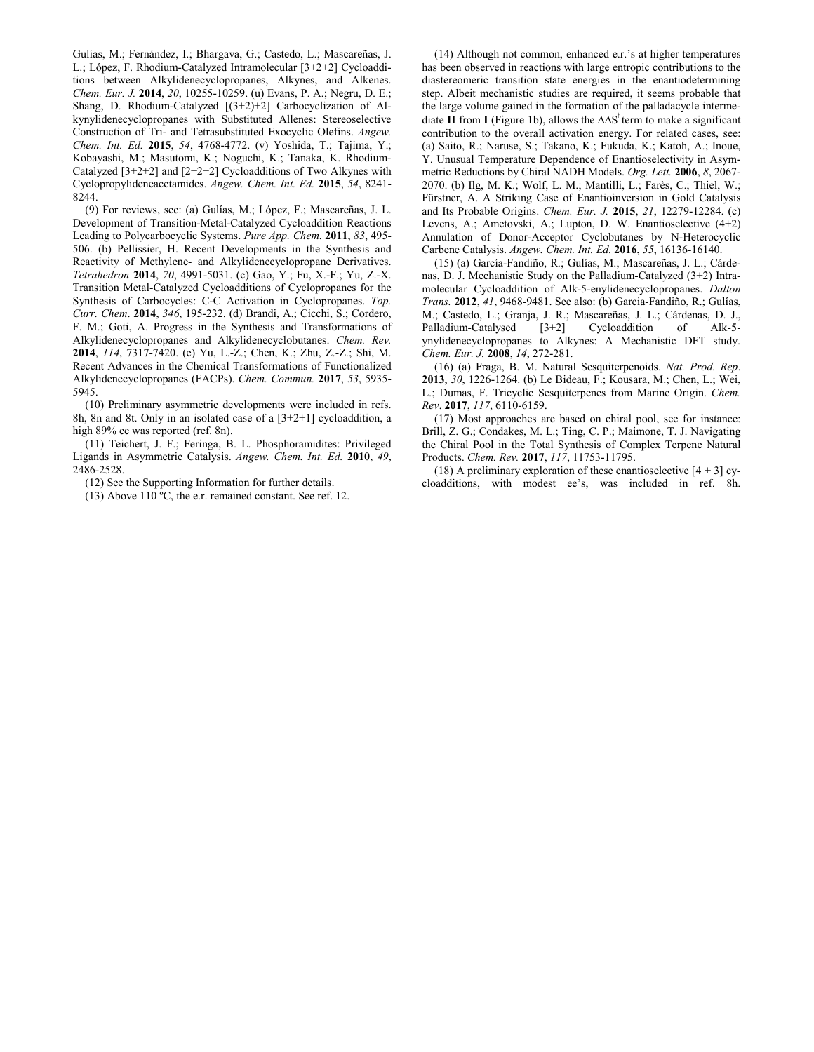Gulías, M.; Fernández, I.; Bhargava, G.; Castedo, L.; Mascareñas, J. L.; López, F. Rhodium-Catalyzed Intramolecular [3+2+2] Cycloadditions between Alkylidenecyclopropanes, Alkynes, and Alkenes. *Chem. Eur. J.* **2014**, *20*, 10255-10259. (u) Evans, P. A.; Negru, D. E.; Shang, D. Rhodium-Catalyzed [(3+2)+2] Carbocyclization of Alkynylidenecyclopropanes with Substituted Allenes: Stereoselective Construction of Tri- and Tetrasubstituted Exocyclic Olefins. *Angew. Chem. Int. Ed.* **2015**, *54*, 4768-4772. (v) Yoshida, T.; Tajima, Y.; Kobayashi, M.; Masutomi, K.; Noguchi, K.; Tanaka, K. Rhodium-Catalyzed [3+2+2] and [2+2+2] Cycloadditions of Two Alkynes with Cyclopropylideneacetamides. *Angew. Chem. Int. Ed.* **2015**, *54*, 8241-8244.

(9) For reviews, see: (a) Gulías, M.; López, F.; Mascareñas, J. L. Development of Transition-Metal-Catalyzed Cycloaddition Reactions Leading to Polycarbocyclic Systems. *Pure App. Chem.* **2011**, *83*, 495-506. (b) Pellissier, H. Recent Developments in the Synthesis and Reactivity of Methylene- and Alkylidenecyclopropane Derivatives. *Tetrahedron* **2014**, *70*, 4991-5031. (c) Gao, Y.; Fu, X.-F.; Yu, Z.-X. Transition Metal-Catalyzed Cycloadditions of Cyclopropanes for the Synthesis of Carbocycles: C-C Activation in Cyclopropanes. *Top. Curr. Chem*. **2014**, *346*, 195-232. (d) Brandi, A.; Cicchi, S.; Cordero, F. M.; Goti, A. Progress in the Synthesis and Transformations of Alkylidenecyclopropanes and Alkylidenecyclobutanes. *Chem. Rev.* **2014**, *114*, 7317-7420. (e) Yu, L.-Z.; Chen, K.; Zhu, Z.-Z.; Shi, M. Recent Advances in the Chemical Transformations of Functionalized Alkylidenecyclopropanes (FACPs). *Chem. Commun.* **2017**, *53*, 5935-5945.

(10) Preliminary asymmetric developments were included in refs. 8h, 8n and 8t. Only in an isolated case of a [3+2+1] cycloaddition, a high 89% ee was reported (ref. 8n).

(11) Teichert, J. F.; Feringa, B. L. Phosphoramidites: Privileged Ligands in Asymmetric Catalysis. *Angew. Chem. Int. Ed.* **2010**, *49*, 2486-2528.

(12) See the Supporting Information for further details.

(13) Above 110 ºC, the e.r. remained constant. See ref. 12.

(14) Although not common, enhanced e.r.'s at higher temperatures has been observed in reactions with large entropic contributions to the diastereomeric transition state energies in the enantiodetermining step. Albeit mechanistic studies are required, it seems probable that the large volume gained in the formation of the palladacycle intermediate **II** from **I** (Figure 1b), allows the $\Delta\Delta S^{‡}$ term to make a significant contribution to the overall activation energy. For related cases, see: (a) Saito, R.; Naruse, S.; Takano, K.; Fukuda, K.; Katoh, A.; Inoue, Y. Unusual Temperature Dependence of Enantioselectivity in Asymmetric Reductions by Chiral NADH Models. *Org. Lett.* **2006**, *8*, 2067-2070. (b) Ilg, M. K.; Wolf, L. M.; Mantilli, L.; Farès, C.; Thiel, W.; Fürstner, A. A Striking Case of Enantioinversion in Gold Catalysis and Its Probable Origins. *Chem. Eur. J.* **2015**, *21*, 12279-12284. (c) Levens, A.; Ametovski, A.; Lupton, D. W. Enantioselective (4+2) Annulation of Donor-Acceptor Cyclobutanes by N-Heterocyclic Carbene Catalysis. *Angew. Chem. Int. Ed.* **2016**, *55*, 16136-16140.

(15) (a) García-Fandiño, R.; Gulías, M.; Mascareñas, J. L.; Cárdenas, D. J. Mechanistic Study on the Palladium-Catalyzed (3+2) Intramolecular Cycloaddition of Alk-5-enylidenecyclopropanes. *Dalton Trans.* **2012**, *41*, 9468-9481. See also: (b) Garcia-Fandiño, R.; Gulías, M.; Castedo, L.; Granja, J. R.; Mascareñas, J. L.; Cárdenas, D. J., Palladium-Catalysed [3+2] Cycloaddition of Alk-5-ynylidenecyclopropanes to Alkynes: A Mechanistic DFT study. *Chem. Eur. J.* **2008**, *14*, 272-281.

(16) (a) Fraga, B. M. Natural Sesquiterpenoids. *Nat. Prod. Rep*. **2013**, *30*, 1226-1264. (b) Le Bideau, F.; Kousara, M.; Chen, L.; Wei, L.; Dumas, F. Tricyclic Sesquiterpenes from Marine Origin. *Chem. Rev*. **2017**, *117*, 6110-6159.

(17) Most approaches are based on chiral pool, see for instance: Brill, Z. G.; Condakes, M. L.; Ting, C. P.; Maimone, T. J. Navigating the Chiral Pool in the Total Synthesis of Complex Terpene Natural Products. *Chem. Rev.* **2017**, *117*, 11753-11795.

(18) A preliminary exploration of these enantioselective [4 + 3] cycloadditions, with modest ee's, was included in ref. 8h.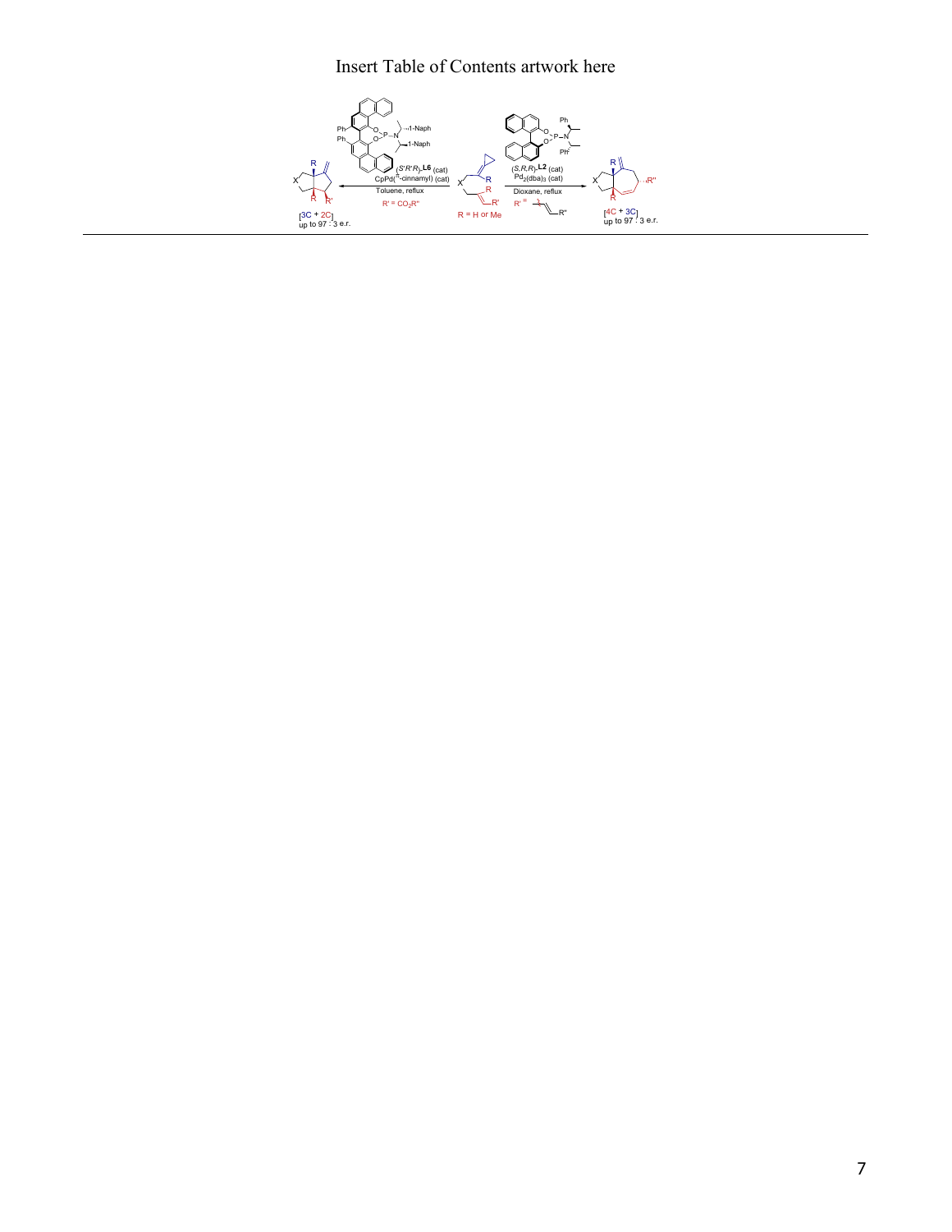Insert Table of Contents artwork here

(S'R'R)-L6 (cat)
CpPd($\eta^3$-cinnamyl) (cat)
Toluene, reflux
R' = $CO_2R''$

R = H or Me

(S,R,R)-L2 (cat)
$Pd_2(dba)_3$ (cat)
Dioxane, reflux

[3C + 2C]
up to 97 : 3 e.r.

[4C + 3C]
up to 97 : 3 e.r.